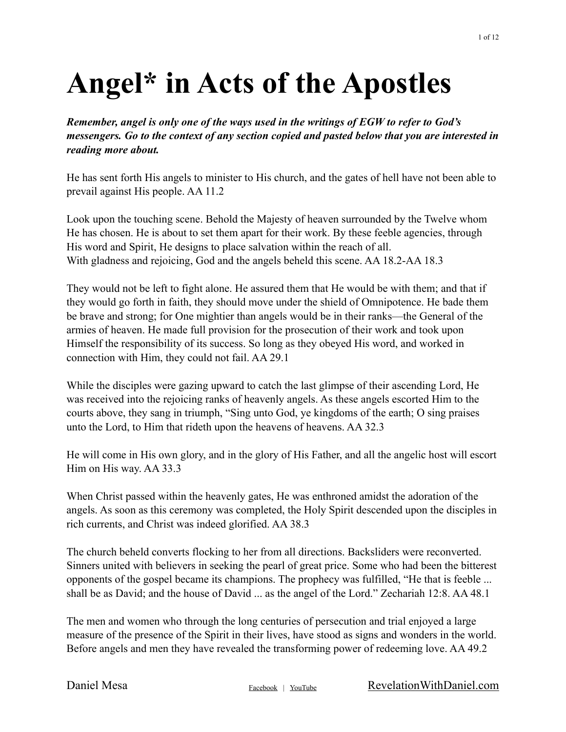# Angel* in Acts of the Apostles

***Remember, angel is only one of the ways used in the writings of EGW to refer to God's messengers. Go to the context of any section copied and pasted below that you are interested in reading more about.***

He has sent forth His angels to minister to His church, and the gates of hell have not been able to prevail against His people. AA 11.2

Look upon the touching scene. Behold the Majesty of heaven surrounded by the Twelve whom He has chosen. He is about to set them apart for their work. By these feeble agencies, through His word and Spirit, He designs to place salvation within the reach of all.
With gladness and rejoicing, God and the angels beheld this scene. AA 18.2-AA 18.3

They would not be left to fight alone. He assured them that He would be with them; and that if they would go forth in faith, they should move under the shield of Omnipotence. He bade them be brave and strong; for One mightier than angels would be in their ranks—the General of the armies of heaven. He made full provision for the prosecution of their work and took upon Himself the responsibility of its success. So long as they obeyed His word, and worked in connection with Him, they could not fail. AA 29.1

While the disciples were gazing upward to catch the last glimpse of their ascending Lord, He was received into the rejoicing ranks of heavenly angels. As these angels escorted Him to the courts above, they sang in triumph, "Sing unto God, ye kingdoms of the earth; O sing praises unto the Lord, to Him that rideth upon the heavens of heavens. AA 32.3

He will come in His own glory, and in the glory of His Father, and all the angelic host will escort Him on His way. AA 33.3

When Christ passed within the heavenly gates, He was enthroned amidst the adoration of the angels. As soon as this ceremony was completed, the Holy Spirit descended upon the disciples in rich currents, and Christ was indeed glorified. AA 38.3

The church beheld converts flocking to her from all directions. Backsliders were reconverted. Sinners united with believers in seeking the pearl of great price. Some who had been the bitterest opponents of the gospel became its champions. The prophecy was fulfilled, "He that is feeble ... shall be as David; and the house of David ... as the angel of the Lord." Zechariah 12:8. AA 48.1

The men and women who through the long centuries of persecution and trial enjoyed a large measure of the presence of the Spirit in their lives, have stood as signs and wonders in the world. Before angels and men they have revealed the transforming power of redeeming love. AA 49.2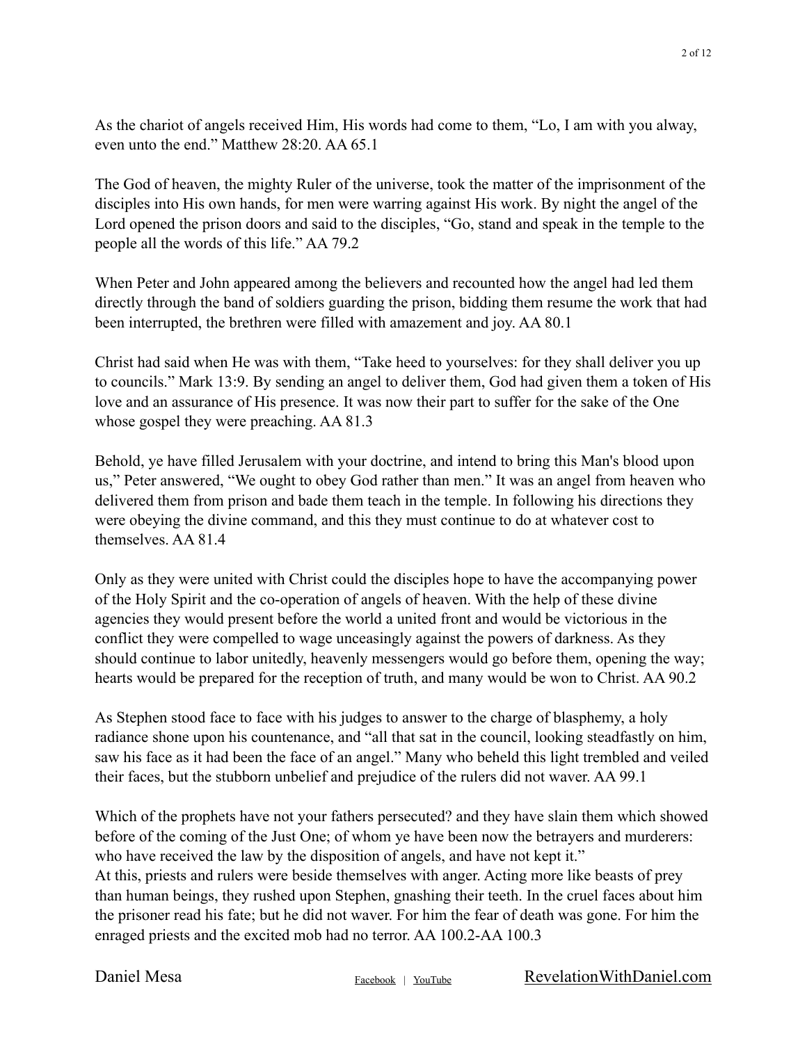As the chariot of angels received Him, His words had come to them, “Lo, I am with you alway, even unto the end.” Matthew 28:20. AA 65.1

The God of heaven, the mighty Ruler of the universe, took the matter of the imprisonment of the disciples into His own hands, for men were warring against His work. By night the angel of the Lord opened the prison doors and said to the disciples, “Go, stand and speak in the temple to the people all the words of this life.” AA 79.2

When Peter and John appeared among the believers and recounted how the angel had led them directly through the band of soldiers guarding the prison, bidding them resume the work that had been interrupted, the brethren were filled with amazement and joy. AA 80.1

Christ had said when He was with them, “Take heed to yourselves: for they shall deliver you up to councils.” Mark 13:9. By sending an angel to deliver them, God had given them a token of His love and an assurance of His presence. It was now their part to suffer for the sake of the One whose gospel they were preaching. AA 81.3

Behold, ye have filled Jerusalem with your doctrine, and intend to bring this Man's blood upon us,” Peter answered, “We ought to obey God rather than men.” It was an angel from heaven who delivered them from prison and bade them teach in the temple. In following his directions they were obeying the divine command, and this they must continue to do at whatever cost to themselves. AA 81.4

Only as they were united with Christ could the disciples hope to have the accompanying power of the Holy Spirit and the co-operation of angels of heaven. With the help of these divine agencies they would present before the world a united front and would be victorious in the conflict they were compelled to wage unceasingly against the powers of darkness. As they should continue to labor unitedly, heavenly messengers would go before them, opening the way; hearts would be prepared for the reception of truth, and many would be won to Christ. AA 90.2

As Stephen stood face to face with his judges to answer to the charge of blasphemy, a holy radiance shone upon his countenance, and “all that sat in the council, looking steadfastly on him, saw his face as it had been the face of an angel.” Many who beheld this light trembled and veiled their faces, but the stubborn unbelief and prejudice of the rulers did not waver. AA 99.1

Which of the prophets have not your fathers persecuted? and they have slain them which showed before of the coming of the Just One; of whom ye have been now the betrayers and murderers: who have received the law by the disposition of angels, and have not kept it.”
At this, priests and rulers were beside themselves with anger. Acting more like beasts of prey than human beings, they rushed upon Stephen, gnashing their teeth. In the cruel faces about him the prisoner read his fate; but he did not waver. For him the fear of death was gone. For him the enraged priests and the excited mob had no terror. AA 100.2-AA 100.3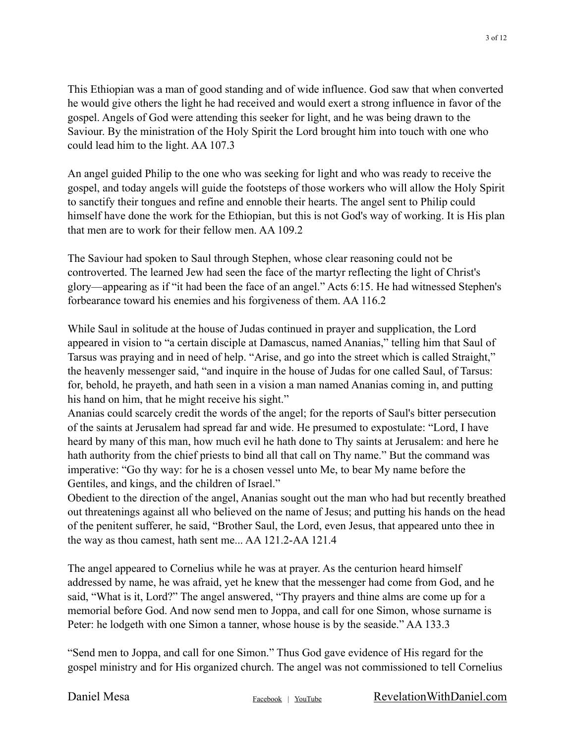This Ethiopian was a man of good standing and of wide influence. God saw that when converted he would give others the light he had received and would exert a strong influence in favor of the gospel. Angels of God were attending this seeker for light, and he was being drawn to the Saviour. By the ministration of the Holy Spirit the Lord brought him into touch with one who could lead him to the light. AA 107.3

An angel guided Philip to the one who was seeking for light and who was ready to receive the gospel, and today angels will guide the footsteps of those workers who will allow the Holy Spirit to sanctify their tongues and refine and ennoble their hearts. The angel sent to Philip could himself have done the work for the Ethiopian, but this is not God's way of working. It is His plan that men are to work for their fellow men. AA 109.2

The Saviour had spoken to Saul through Stephen, whose clear reasoning could not be controverted. The learned Jew had seen the face of the martyr reflecting the light of Christ's glory—appearing as if "it had been the face of an angel." Acts 6:15. He had witnessed Stephen's forbearance toward his enemies and his forgiveness of them. AA 116.2

While Saul in solitude at the house of Judas continued in prayer and supplication, the Lord appeared in vision to "a certain disciple at Damascus, named Ananias," telling him that Saul of Tarsus was praying and in need of help. "Arise, and go into the street which is called Straight," the heavenly messenger said, "and inquire in the house of Judas for one called Saul, of Tarsus: for, behold, he prayeth, and hath seen in a vision a man named Ananias coming in, and putting his hand on him, that he might receive his sight."
Ananias could scarcely credit the words of the angel; for the reports of Saul's bitter persecution of the saints at Jerusalem had spread far and wide. He presumed to expostulate: "Lord, I have heard by many of this man, how much evil he hath done to Thy saints at Jerusalem: and here he hath authority from the chief priests to bind all that call on Thy name." But the command was imperative: "Go thy way: for he is a chosen vessel unto Me, to bear My name before the Gentiles, and kings, and the children of Israel."
Obedient to the direction of the angel, Ananias sought out the man who had but recently breathed out threatenings against all who believed on the name of Jesus; and putting his hands on the head of the penitent sufferer, he said, "Brother Saul, the Lord, even Jesus, that appeared unto thee in the way as thou camest, hath sent me... AA 121.2-AA 121.4

The angel appeared to Cornelius while he was at prayer. As the centurion heard himself addressed by name, he was afraid, yet he knew that the messenger had come from God, and he said, "What is it, Lord?" The angel answered, "Thy prayers and thine alms are come up for a memorial before God. And now send men to Joppa, and call for one Simon, whose surname is Peter: he lodgeth with one Simon a tanner, whose house is by the seaside." AA 133.3

"Send men to Joppa, and call for one Simon." Thus God gave evidence of His regard for the gospel ministry and for His organized church. The angel was not commissioned to tell Cornelius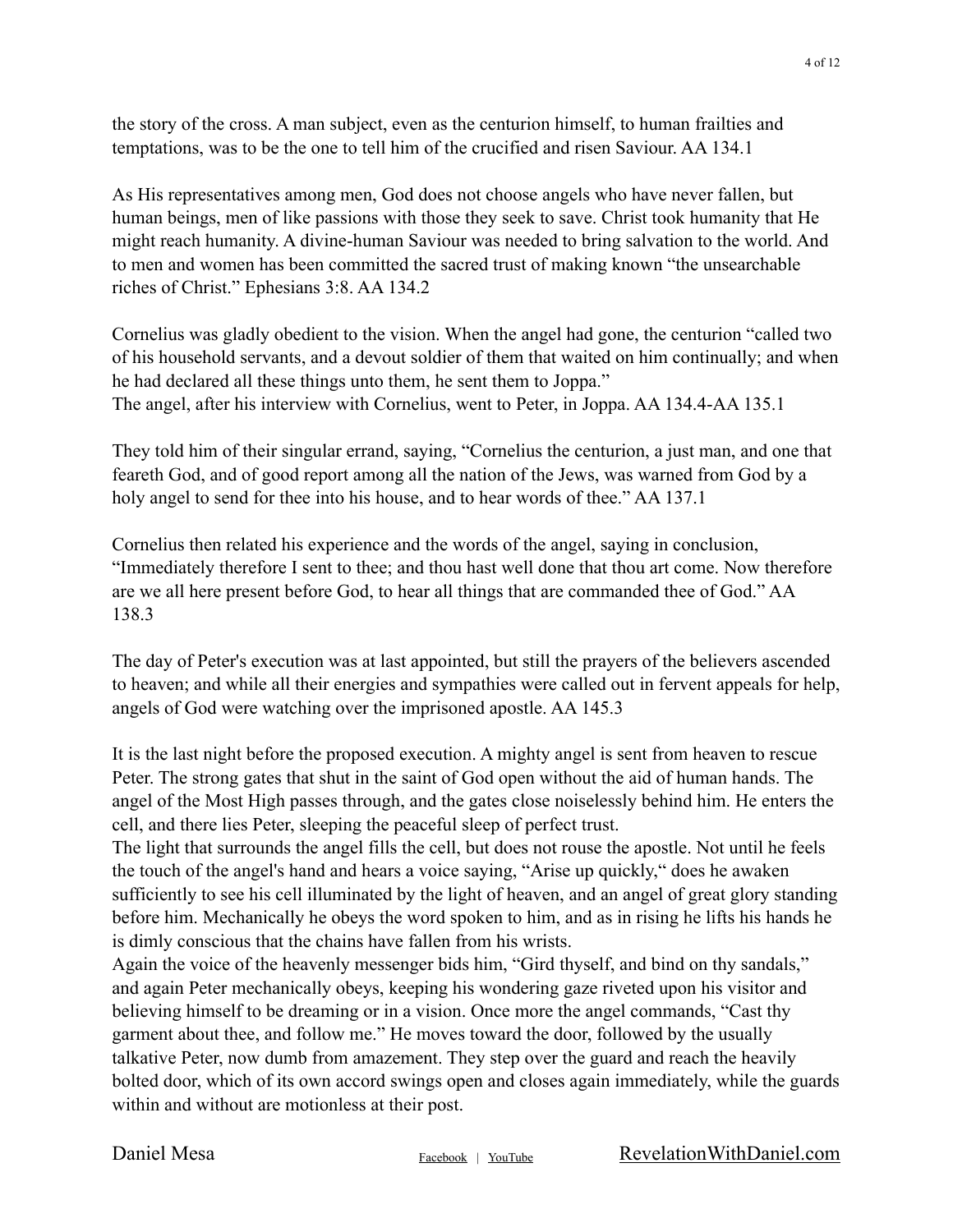the story of the cross. A man subject, even as the centurion himself, to human frailties and temptations, was to be the one to tell him of the crucified and risen Saviour. AA 134.1

As His representatives among men, God does not choose angels who have never fallen, but human beings, men of like passions with those they seek to save. Christ took humanity that He might reach humanity. A divine-human Saviour was needed to bring salvation to the world. And to men and women has been committed the sacred trust of making known "the unsearchable riches of Christ." Ephesians 3:8. AA 134.2

Cornelius was gladly obedient to the vision. When the angel had gone, the centurion "called two of his household servants, and a devout soldier of them that waited on him continually; and when he had declared all these things unto them, he sent them to Joppa."
The angel, after his interview with Cornelius, went to Peter, in Joppa. AA 134.4-AA 135.1

They told him of their singular errand, saying, "Cornelius the centurion, a just man, and one that feareth God, and of good report among all the nation of the Jews, was warned from God by a holy angel to send for thee into his house, and to hear words of thee." AA 137.1

Cornelius then related his experience and the words of the angel, saying in conclusion, "Immediately therefore I sent to thee; and thou hast well done that thou art come. Now therefore are we all here present before God, to hear all things that are commanded thee of God." AA 138.3

The day of Peter's execution was at last appointed, but still the prayers of the believers ascended to heaven; and while all their energies and sympathies were called out in fervent appeals for help, angels of God were watching over the imprisoned apostle. AA 145.3

It is the last night before the proposed execution. A mighty angel is sent from heaven to rescue Peter. The strong gates that shut in the saint of God open without the aid of human hands. The angel of the Most High passes through, and the gates close noiselessly behind him. He enters the cell, and there lies Peter, sleeping the peaceful sleep of perfect trust.
The light that surrounds the angel fills the cell, but does not rouse the apostle. Not until he feels the touch of the angel's hand and hears a voice saying, "Arise up quickly," does he awaken sufficiently to see his cell illuminated by the light of heaven, and an angel of great glory standing before him. Mechanically he obeys the word spoken to him, and as in rising he lifts his hands he is dimly conscious that the chains have fallen from his wrists.
Again the voice of the heavenly messenger bids him, "Gird thyself, and bind on thy sandals," and again Peter mechanically obeys, keeping his wondering gaze riveted upon his visitor and believing himself to be dreaming or in a vision. Once more the angel commands, "Cast thy garment about thee, and follow me." He moves toward the door, followed by the usually talkative Peter, now dumb from amazement. They step over the guard and reach the heavily bolted door, which of its own accord swings open and closes again immediately, while the guards within and without are motionless at their post.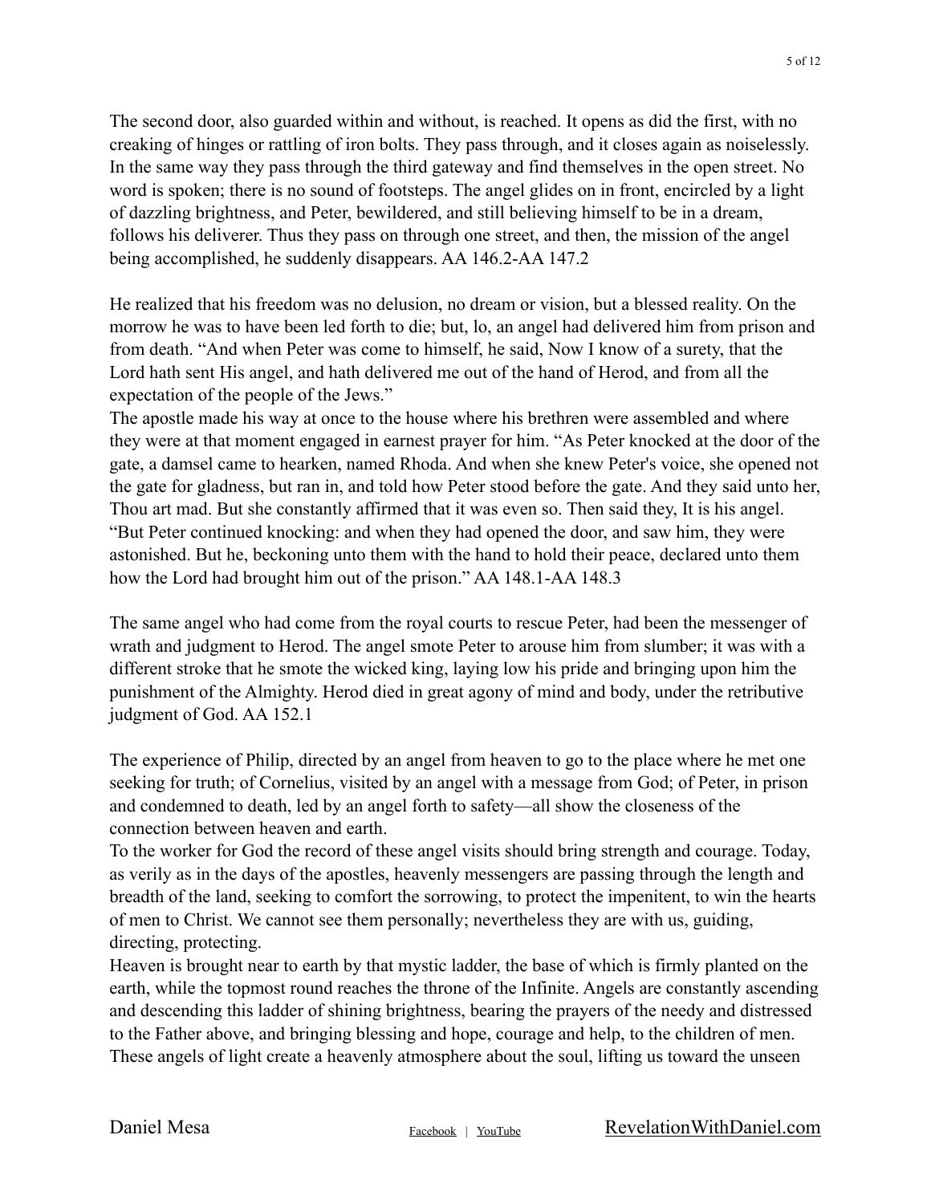The second door, also guarded within and without, is reached. It opens as did the first, with no creaking of hinges or rattling of iron bolts. They pass through, and it closes again as noiselessly. In the same way they pass through the third gateway and find themselves in the open street. No word is spoken; there is no sound of footsteps. The angel glides on in front, encircled by a light of dazzling brightness, and Peter, bewildered, and still believing himself to be in a dream, follows his deliverer. Thus they pass on through one street, and then, the mission of the angel being accomplished, he suddenly disappears. AA 146.2-AA 147.2

He realized that his freedom was no delusion, no dream or vision, but a blessed reality. On the morrow he was to have been led forth to die; but, lo, an angel had delivered him from prison and from death. "And when Peter was come to himself, he said, Now I know of a surety, that the Lord hath sent His angel, and hath delivered me out of the hand of Herod, and from all the expectation of the people of the Jews."

The apostle made his way at once to the house where his brethren were assembled and where they were at that moment engaged in earnest prayer for him. "As Peter knocked at the door of the gate, a damsel came to hearken, named Rhoda. And when she knew Peter's voice, she opened not the gate for gladness, but ran in, and told how Peter stood before the gate. And they said unto her, Thou art mad. But she constantly affirmed that it was even so. Then said they, It is his angel. "But Peter continued knocking: and when they had opened the door, and saw him, they were astonished. But he, beckoning unto them with the hand to hold their peace, declared unto them how the Lord had brought him out of the prison." AA 148.1-AA 148.3

The same angel who had come from the royal courts to rescue Peter, had been the messenger of wrath and judgment to Herod. The angel smote Peter to arouse him from slumber; it was with a different stroke that he smote the wicked king, laying low his pride and bringing upon him the punishment of the Almighty. Herod died in great agony of mind and body, under the retributive judgment of God. AA 152.1

The experience of Philip, directed by an angel from heaven to go to the place where he met one seeking for truth; of Cornelius, visited by an angel with a message from God; of Peter, in prison and condemned to death, led by an angel forth to safety—all show the closeness of the connection between heaven and earth.

To the worker for God the record of these angel visits should bring strength and courage. Today, as verily as in the days of the apostles, heavenly messengers are passing through the length and breadth of the land, seeking to comfort the sorrowing, to protect the impenitent, to win the hearts of men to Christ. We cannot see them personally; nevertheless they are with us, guiding, directing, protecting.

Heaven is brought near to earth by that mystic ladder, the base of which is firmly planted on the earth, while the topmost round reaches the throne of the Infinite. Angels are constantly ascending and descending this ladder of shining brightness, bearing the prayers of the needy and distressed to the Father above, and bringing blessing and hope, courage and help, to the children of men. These angels of light create a heavenly atmosphere about the soul, lifting us toward the unseen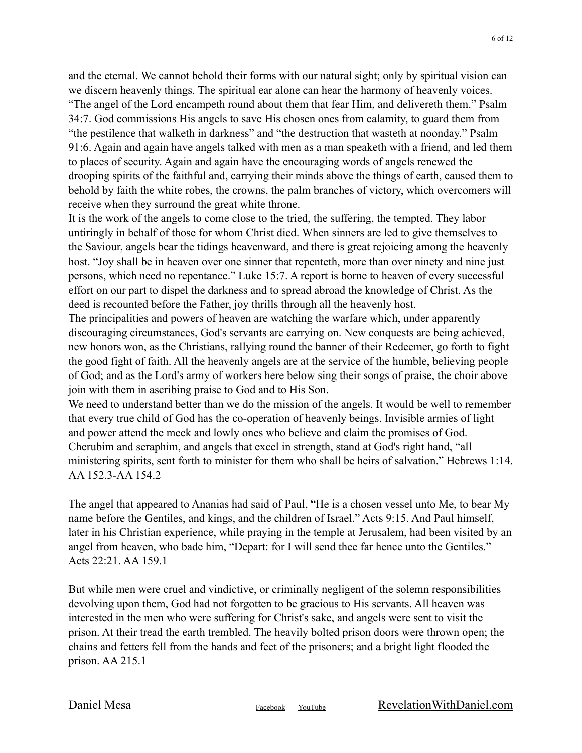and the eternal. We cannot behold their forms with our natural sight; only by spiritual vision can we discern heavenly things. The spiritual ear alone can hear the harmony of heavenly voices. “The angel of the Lord encampeth round about them that fear Him, and delivereth them.” Psalm 34:7. God commissions His angels to save His chosen ones from calamity, to guard them from “the pestilence that walketh in darkness” and “the destruction that wasteth at noonday.” Psalm 91:6. Again and again have angels talked with men as a man speaketh with a friend, and led them to places of security. Again and again have the encouraging words of angels renewed the drooping spirits of the faithful and, carrying their minds above the things of earth, caused them to behold by faith the white robes, the crowns, the palm branches of victory, which overcomers will receive when they surround the great white throne.

It is the work of the angels to come close to the tried, the suffering, the tempted. They labor untiringly in behalf of those for whom Christ died. When sinners are led to give themselves to the Saviour, angels bear the tidings heavenward, and there is great rejoicing among the heavenly host. “Joy shall be in heaven over one sinner that repenteth, more than over ninety and nine just persons, which need no repentance.” Luke 15:7. A report is borne to heaven of every successful effort on our part to dispel the darkness and to spread abroad the knowledge of Christ. As the deed is recounted before the Father, joy thrills through all the heavenly host.

The principalities and powers of heaven are watching the warfare which, under apparently discouraging circumstances, God's servants are carrying on. New conquests are being achieved, new honors won, as the Christians, rallying round the banner of their Redeemer, go forth to fight the good fight of faith. All the heavenly angels are at the service of the humble, believing people of God; and as the Lord's army of workers here below sing their songs of praise, the choir above join with them in ascribing praise to God and to His Son.

We need to understand better than we do the mission of the angels. It would be well to remember that every true child of God has the co-operation of heavenly beings. Invisible armies of light and power attend the meek and lowly ones who believe and claim the promises of God. Cherubim and seraphim, and angels that excel in strength, stand at God's right hand, “all ministering spirits, sent forth to minister for them who shall be heirs of salvation.” Hebrews 1:14. AA 152.3-AA 154.2

The angel that appeared to Ananias had said of Paul, “He is a chosen vessel unto Me, to bear My name before the Gentiles, and kings, and the children of Israel.” Acts 9:15. And Paul himself, later in his Christian experience, while praying in the temple at Jerusalem, had been visited by an angel from heaven, who bade him, “Depart: for I will send thee far hence unto the Gentiles.” Acts 22:21. AA 159.1

But while men were cruel and vindictive, or criminally negligent of the solemn responsibilities devolving upon them, God had not forgotten to be gracious to His servants. All heaven was interested in the men who were suffering for Christ's sake, and angels were sent to visit the prison. At their tread the earth trembled. The heavily bolted prison doors were thrown open; the chains and fetters fell from the hands and feet of the prisoners; and a bright light flooded the prison. AA 215.1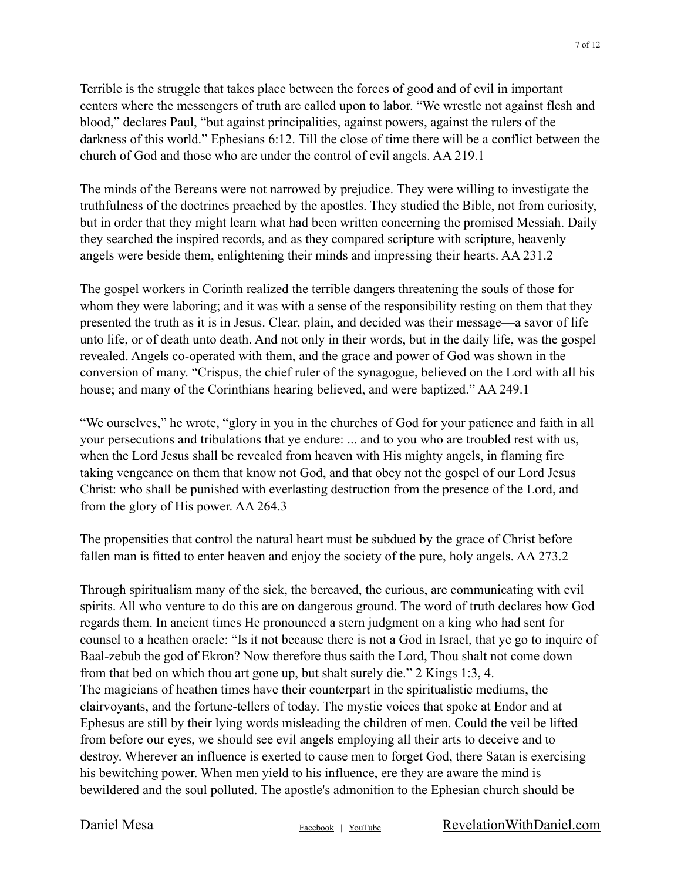Terrible is the struggle that takes place between the forces of good and of evil in important centers where the messengers of truth are called upon to labor. “We wrestle not against flesh and blood,” declares Paul, “but against principalities, against powers, against the rulers of the darkness of this world.” Ephesians 6:12. Till the close of time there will be a conflict between the church of God and those who are under the control of evil angels. AA 219.1

The minds of the Bereans were not narrowed by prejudice. They were willing to investigate the truthfulness of the doctrines preached by the apostles. They studied the Bible, not from curiosity, but in order that they might learn what had been written concerning the promised Messiah. Daily they searched the inspired records, and as they compared scripture with scripture, heavenly angels were beside them, enlightening their minds and impressing their hearts. AA 231.2

The gospel workers in Corinth realized the terrible dangers threatening the souls of those for whom they were laboring; and it was with a sense of the responsibility resting on them that they presented the truth as it is in Jesus. Clear, plain, and decided was their message—a savor of life unto life, or of death unto death. And not only in their words, but in the daily life, was the gospel revealed. Angels co-operated with them, and the grace and power of God was shown in the conversion of many. “Crispus, the chief ruler of the synagogue, believed on the Lord with all his house; and many of the Corinthians hearing believed, and were baptized.” AA 249.1

“We ourselves,” he wrote, “glory in you in the churches of God for your patience and faith in all your persecutions and tribulations that ye endure: ... and to you who are troubled rest with us, when the Lord Jesus shall be revealed from heaven with His mighty angels, in flaming fire taking vengeance on them that know not God, and that obey not the gospel of our Lord Jesus Christ: who shall be punished with everlasting destruction from the presence of the Lord, and from the glory of His power. AA 264.3

The propensities that control the natural heart must be subdued by the grace of Christ before fallen man is fitted to enter heaven and enjoy the society of the pure, holy angels. AA 273.2

Through spiritualism many of the sick, the bereaved, the curious, are communicating with evil spirits. All who venture to do this are on dangerous ground. The word of truth declares how God regards them. In ancient times He pronounced a stern judgment on a king who had sent for counsel to a heathen oracle: “Is it not because there is not a God in Israel, that ye go to inquire of Baal-zebub the god of Ekron? Now therefore thus saith the Lord, Thou shalt not come down from that bed on which thou art gone up, but shalt surely die.” 2 Kings 1:3, 4.
The magicians of heathen times have their counterpart in the spiritualistic mediums, the clairvoyants, and the fortune-tellers of today. The mystic voices that spoke at Endor and at Ephesus are still by their lying words misleading the children of men. Could the veil be lifted from before our eyes, we should see evil angels employing all their arts to deceive and to destroy. Wherever an influence is exerted to cause men to forget God, there Satan is exercising his bewitching power. When men yield to his influence, ere they are aware the mind is bewildered and the soul polluted. The apostle's admonition to the Ephesian church should be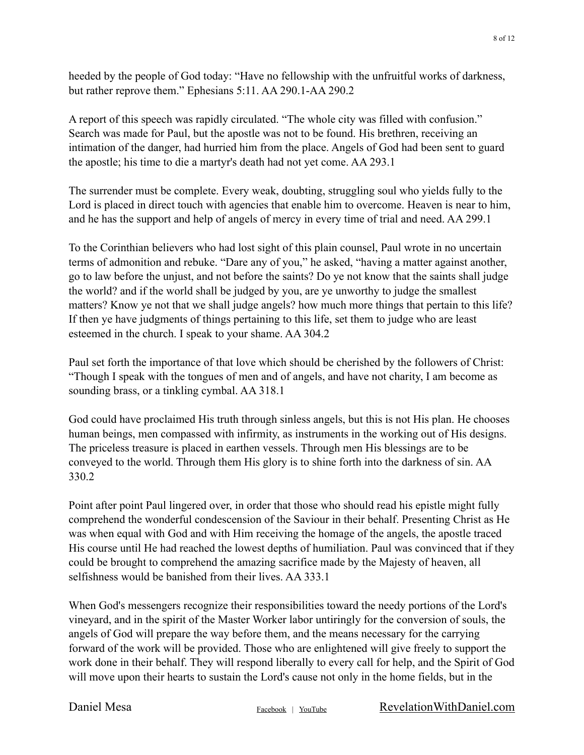heeded by the people of God today: “Have no fellowship with the unfruitful works of darkness, but rather reprove them.” Ephesians 5:11. AA 290.1-AA 290.2

A report of this speech was rapidly circulated. “The whole city was filled with confusion.” Search was made for Paul, but the apostle was not to be found. His brethren, receiving an intimation of the danger, had hurried him from the place. Angels of God had been sent to guard the apostle; his time to die a martyr's death had not yet come. AA 293.1

The surrender must be complete. Every weak, doubting, struggling soul who yields fully to the Lord is placed in direct touch with agencies that enable him to overcome. Heaven is near to him, and he has the support and help of angels of mercy in every time of trial and need. AA 299.1

To the Corinthian believers who had lost sight of this plain counsel, Paul wrote in no uncertain terms of admonition and rebuke. “Dare any of you,” he asked, “having a matter against another, go to law before the unjust, and not before the saints? Do ye not know that the saints shall judge the world? and if the world shall be judged by you, are ye unworthy to judge the smallest matters? Know ye not that we shall judge angels? how much more things that pertain to this life? If then ye have judgments of things pertaining to this life, set them to judge who are least esteemed in the church. I speak to your shame. AA 304.2

Paul set forth the importance of that love which should be cherished by the followers of Christ: “Though I speak with the tongues of men and of angels, and have not charity, I am become as sounding brass, or a tinkling cymbal. AA 318.1

God could have proclaimed His truth through sinless angels, but this is not His plan. He chooses human beings, men compassed with infirmity, as instruments in the working out of His designs. The priceless treasure is placed in earthen vessels. Through men His blessings are to be conveyed to the world. Through them His glory is to shine forth into the darkness of sin. AA 330.2

Point after point Paul lingered over, in order that those who should read his epistle might fully comprehend the wonderful condescension of the Saviour in their behalf. Presenting Christ as He was when equal with God and with Him receiving the homage of the angels, the apostle traced His course until He had reached the lowest depths of humiliation. Paul was convinced that if they could be brought to comprehend the amazing sacrifice made by the Majesty of heaven, all selfishness would be banished from their lives. AA 333.1

When God's messengers recognize their responsibilities toward the needy portions of the Lord's vineyard, and in the spirit of the Master Worker labor untiringly for the conversion of souls, the angels of God will prepare the way before them, and the means necessary for the carrying forward of the work will be provided. Those who are enlightened will give freely to support the work done in their behalf. They will respond liberally to every call for help, and the Spirit of God will move upon their hearts to sustain the Lord's cause not only in the home fields, but in the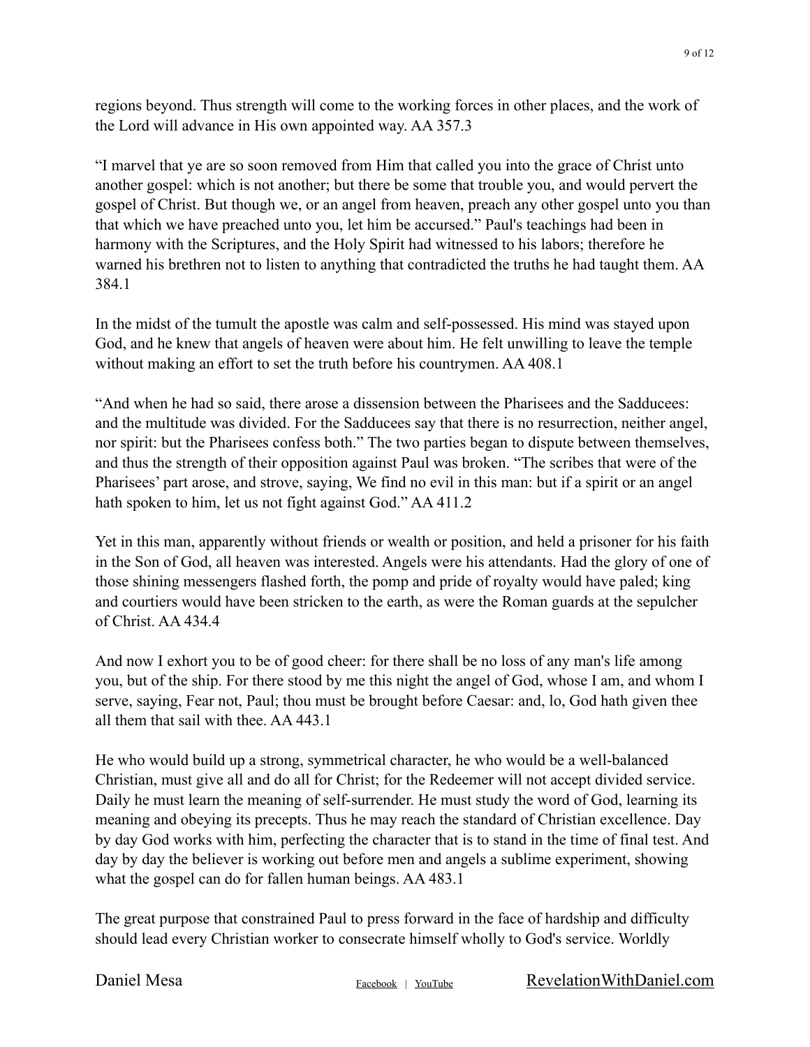regions beyond. Thus strength will come to the working forces in other places, and the work of the Lord will advance in His own appointed way. AA 357.3

"I marvel that ye are so soon removed from Him that called you into the grace of Christ unto another gospel: which is not another; but there be some that trouble you, and would pervert the gospel of Christ. But though we, or an angel from heaven, preach any other gospel unto you than that which we have preached unto you, let him be accursed." Paul's teachings had been in harmony with the Scriptures, and the Holy Spirit had witnessed to his labors; therefore he warned his brethren not to listen to anything that contradicted the truths he had taught them. AA 384.1

In the midst of the tumult the apostle was calm and self-possessed. His mind was stayed upon God, and he knew that angels of heaven were about him. He felt unwilling to leave the temple without making an effort to set the truth before his countrymen. AA 408.1

"And when he had so said, there arose a dissension between the Pharisees and the Sadducees: and the multitude was divided. For the Sadducees say that there is no resurrection, neither angel, nor spirit: but the Pharisees confess both." The two parties began to dispute between themselves, and thus the strength of their opposition against Paul was broken. "The scribes that were of the Pharisees' part arose, and strove, saying, We find no evil in this man: but if a spirit or an angel hath spoken to him, let us not fight against God." AA 411.2

Yet in this man, apparently without friends or wealth or position, and held a prisoner for his faith in the Son of God, all heaven was interested. Angels were his attendants. Had the glory of one of those shining messengers flashed forth, the pomp and pride of royalty would have paled; king and courtiers would have been stricken to the earth, as were the Roman guards at the sepulcher of Christ. AA 434.4

And now I exhort you to be of good cheer: for there shall be no loss of any man's life among you, but of the ship. For there stood by me this night the angel of God, whose I am, and whom I serve, saying, Fear not, Paul; thou must be brought before Caesar: and, lo, God hath given thee all them that sail with thee. AA 443.1

He who would build up a strong, symmetrical character, he who would be a well-balanced Christian, must give all and do all for Christ; for the Redeemer will not accept divided service. Daily he must learn the meaning of self-surrender. He must study the word of God, learning its meaning and obeying its precepts. Thus he may reach the standard of Christian excellence. Day by day God works with him, perfecting the character that is to stand in the time of final test. And day by day the believer is working out before men and angels a sublime experiment, showing what the gospel can do for fallen human beings. AA 483.1

The great purpose that constrained Paul to press forward in the face of hardship and difficulty should lead every Christian worker to consecrate himself wholly to God's service. Worldly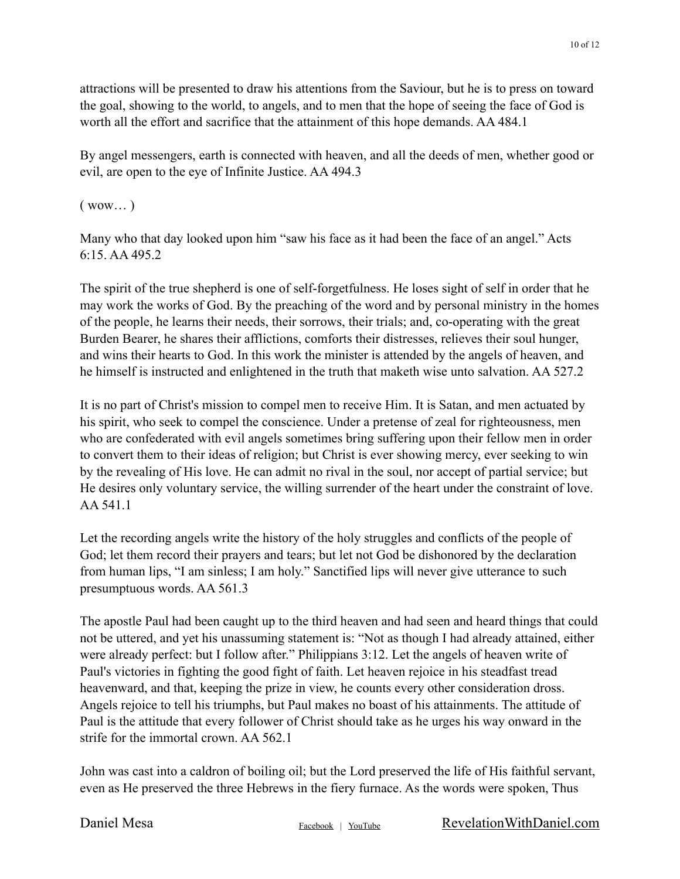attractions will be presented to draw his attentions from the Saviour, but he is to press on toward the goal, showing to the world, to angels, and to men that the hope of seeing the face of God is worth all the effort and sacrifice that the attainment of this hope demands. AA 484.1

By angel messengers, earth is connected with heaven, and all the deeds of men, whether good or evil, are open to the eye of Infinite Justice. AA 494.3

( wow… )

Many who that day looked upon him "saw his face as it had been the face of an angel." Acts 6:15. AA 495.2

The spirit of the true shepherd is one of self-forgetfulness. He loses sight of self in order that he may work the works of God. By the preaching of the word and by personal ministry in the homes of the people, he learns their needs, their sorrows, their trials; and, co-operating with the great Burden Bearer, he shares their afflictions, comforts their distresses, relieves their soul hunger, and wins their hearts to God. In this work the minister is attended by the angels of heaven, and he himself is instructed and enlightened in the truth that maketh wise unto salvation. AA 527.2

It is no part of Christ's mission to compel men to receive Him. It is Satan, and men actuated by his spirit, who seek to compel the conscience. Under a pretense of zeal for righteousness, men who are confederated with evil angels sometimes bring suffering upon their fellow men in order to convert them to their ideas of religion; but Christ is ever showing mercy, ever seeking to win by the revealing of His love. He can admit no rival in the soul, nor accept of partial service; but He desires only voluntary service, the willing surrender of the heart under the constraint of love. AA 541.1

Let the recording angels write the history of the holy struggles and conflicts of the people of God; let them record their prayers and tears; but let not God be dishonored by the declaration from human lips, "I am sinless; I am holy." Sanctified lips will never give utterance to such presumptuous words. AA 561.3

The apostle Paul had been caught up to the third heaven and had seen and heard things that could not be uttered, and yet his unassuming statement is: "Not as though I had already attained, either were already perfect: but I follow after." Philippians 3:12. Let the angels of heaven write of Paul's victories in fighting the good fight of faith. Let heaven rejoice in his steadfast tread heavenward, and that, keeping the prize in view, he counts every other consideration dross. Angels rejoice to tell his triumphs, but Paul makes no boast of his attainments. The attitude of Paul is the attitude that every follower of Christ should take as he urges his way onward in the strife for the immortal crown. AA 562.1

John was cast into a caldron of boiling oil; but the Lord preserved the life of His faithful servant, even as He preserved the three Hebrews in the fiery furnace. As the words were spoken, Thus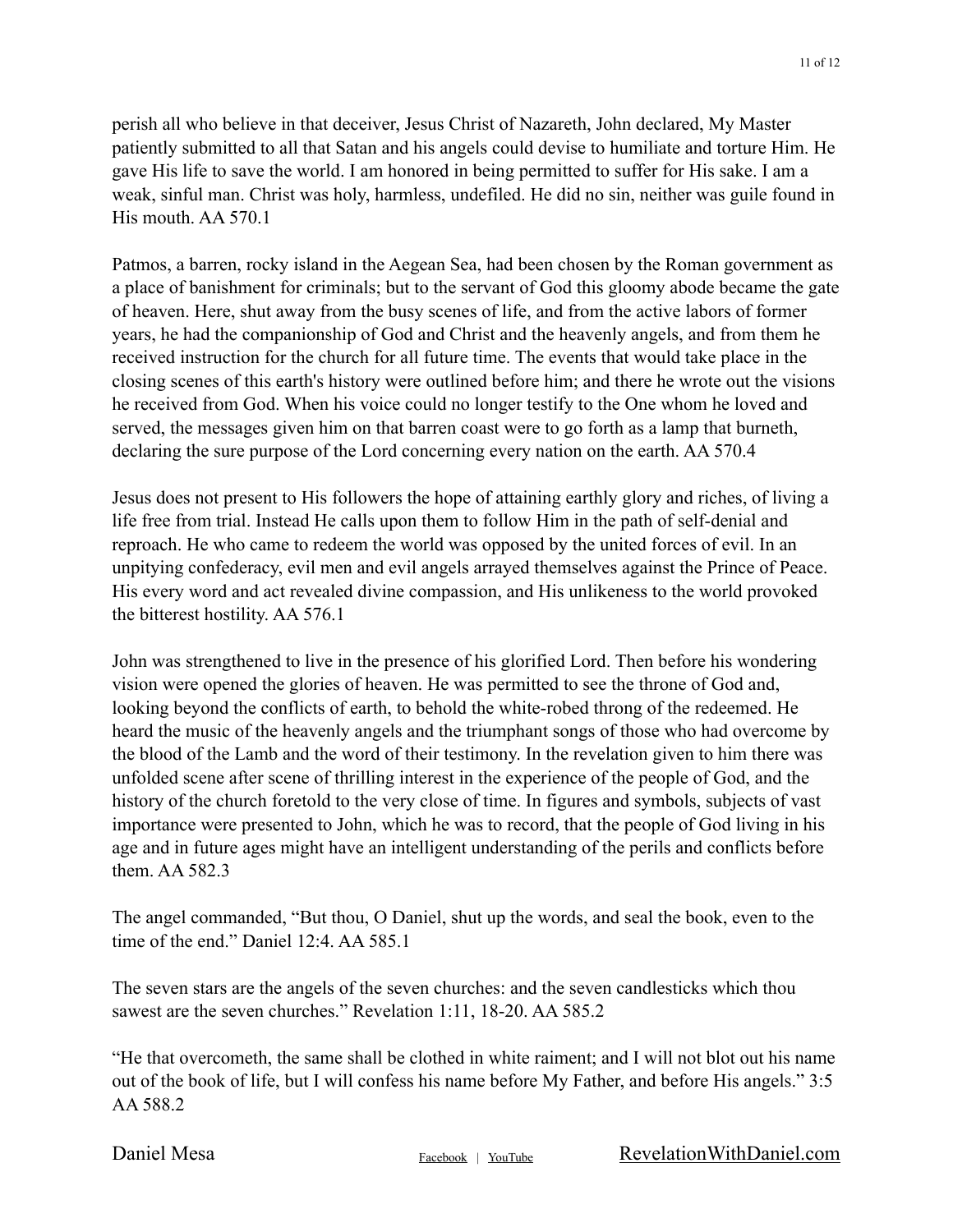perish all who believe in that deceiver, Jesus Christ of Nazareth, John declared, My Master patiently submitted to all that Satan and his angels could devise to humiliate and torture Him. He gave His life to save the world. I am honored in being permitted to suffer for His sake. I am a weak, sinful man. Christ was holy, harmless, undefiled. He did no sin, neither was guile found in His mouth. AA 570.1

Patmos, a barren, rocky island in the Aegean Sea, had been chosen by the Roman government as a place of banishment for criminals; but to the servant of God this gloomy abode became the gate of heaven. Here, shut away from the busy scenes of life, and from the active labors of former years, he had the companionship of God and Christ and the heavenly angels, and from them he received instruction for the church for all future time. The events that would take place in the closing scenes of this earth's history were outlined before him; and there he wrote out the visions he received from God. When his voice could no longer testify to the One whom he loved and served, the messages given him on that barren coast were to go forth as a lamp that burneth, declaring the sure purpose of the Lord concerning every nation on the earth. AA 570.4

Jesus does not present to His followers the hope of attaining earthly glory and riches, of living a life free from trial. Instead He calls upon them to follow Him in the path of self-denial and reproach. He who came to redeem the world was opposed by the united forces of evil. In an unpitying confederacy, evil men and evil angels arrayed themselves against the Prince of Peace. His every word and act revealed divine compassion, and His unlikeness to the world provoked the bitterest hostility. AA 576.1

John was strengthened to live in the presence of his glorified Lord. Then before his wondering vision were opened the glories of heaven. He was permitted to see the throne of God and, looking beyond the conflicts of earth, to behold the white-robed throng of the redeemed. He heard the music of the heavenly angels and the triumphant songs of those who had overcome by the blood of the Lamb and the word of their testimony. In the revelation given to him there was unfolded scene after scene of thrilling interest in the experience of the people of God, and the history of the church foretold to the very close of time. In figures and symbols, subjects of vast importance were presented to John, which he was to record, that the people of God living in his age and in future ages might have an intelligent understanding of the perils and conflicts before them. AA 582.3

The angel commanded, "But thou, O Daniel, shut up the words, and seal the book, even to the time of the end." Daniel 12:4. AA 585.1

The seven stars are the angels of the seven churches: and the seven candlesticks which thou sawest are the seven churches." Revelation 1:11, 18-20. AA 585.2

"He that overcometh, the same shall be clothed in white raiment; and I will not blot out his name out of the book of life, but I will confess his name before My Father, and before His angels." 3:5 AA 588.2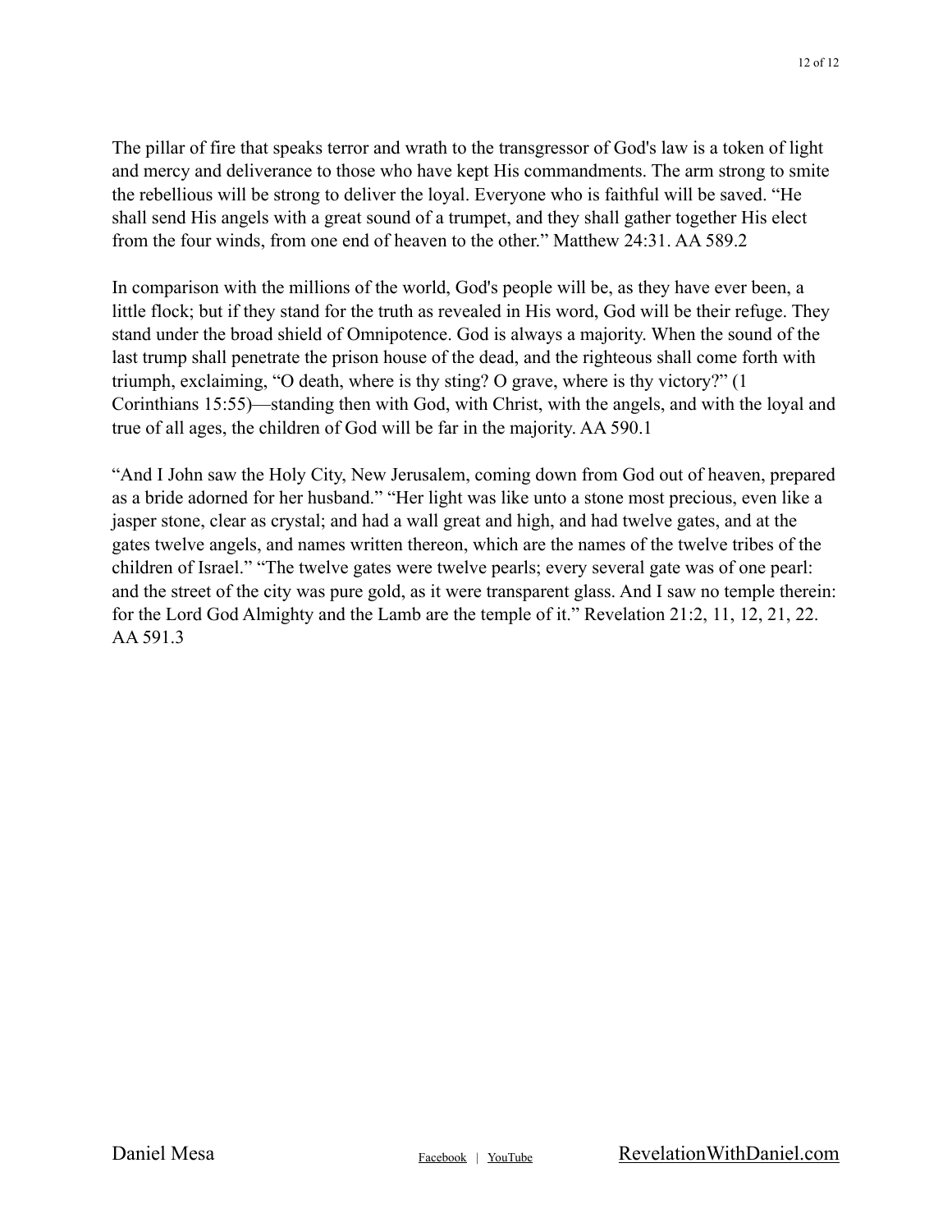The pillar of fire that speaks terror and wrath to the transgressor of God's law is a token of light and mercy and deliverance to those who have kept His commandments. The arm strong to smite the rebellious will be strong to deliver the loyal. Everyone who is faithful will be saved. "He shall send His angels with a great sound of a trumpet, and they shall gather together His elect from the four winds, from one end of heaven to the other." Matthew 24:31. AA 589.2

In comparison with the millions of the world, God's people will be, as they have ever been, a little flock; but if they stand for the truth as revealed in His word, God will be their refuge. They stand under the broad shield of Omnipotence. God is always a majority. When the sound of the last trump shall penetrate the prison house of the dead, and the righteous shall come forth with triumph, exclaiming, "O death, where is thy sting? O grave, where is thy victory?" (1 Corinthians 15:55)—standing then with God, with Christ, with the angels, and with the loyal and true of all ages, the children of God will be far in the majority. AA 590.1

"And I John saw the Holy City, New Jerusalem, coming down from God out of heaven, prepared as a bride adorned for her husband." "Her light was like unto a stone most precious, even like a jasper stone, clear as crystal; and had a wall great and high, and had twelve gates, and at the gates twelve angels, and names written thereon, which are the names of the twelve tribes of the children of Israel." "The twelve gates were twelve pearls; every several gate was of one pearl: and the street of the city was pure gold, as it were transparent glass. And I saw no temple therein: for the Lord God Almighty and the Lamb are the temple of it." Revelation 21:2, 11, 12, 21, 22. AA 591.3